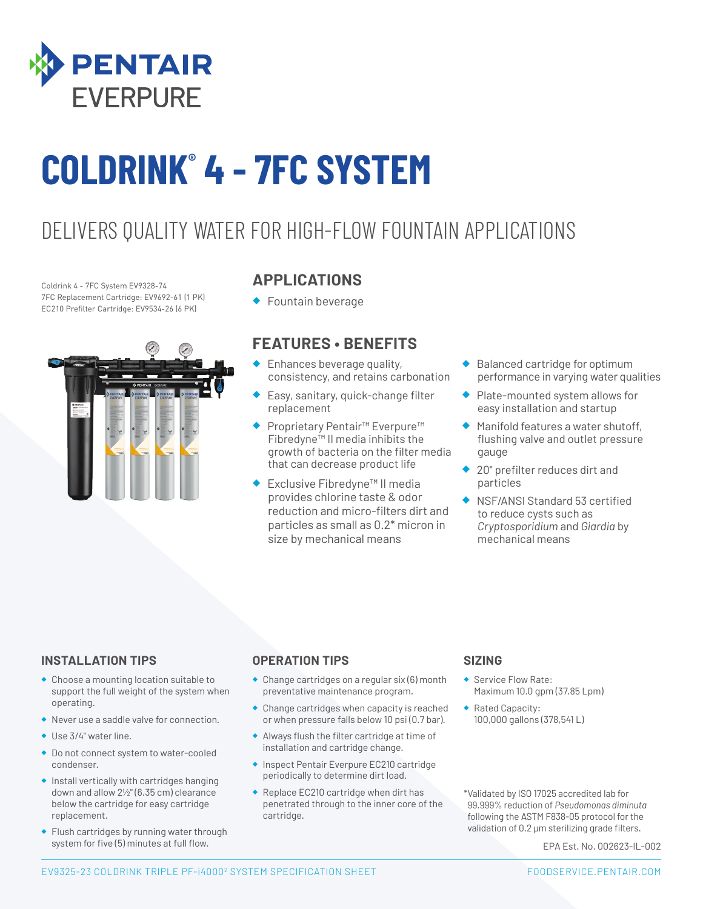PENTAIR EVERPURE

# COLDRINK® 4 - 7FC SYSTEM

## DELIVERS QUALITY WATER FOR HIGH-FLOW FOUNTAIN APPLICATIONS

Coldrink 4 - 7FC System EV9328-74
7FC Replacement Cartridge: EV9692-61 (1 PK)
EC210 Prefilter Cartridge: EV9534-26 (6 PK)

### APPLICATIONS

- Fountain beverage

### FEATURES • BENEFITS

- Enhances beverage quality, consistency, and retains carbonation
- Easy, sanitary, quick-change filter replacement
- Proprietary Pentair™ Everpure™ Fibredyne™ II media inhibits the growth of bacteria on the filter media that can decrease product life
- Exclusive Fibredyne™ II media provides chlorine taste & odor reduction and micro-filters dirt and particles as small as 0.2* micron in size by mechanical means
- Balanced cartridge for optimum performance in varying water qualities
- Plate-mounted system allows for easy installation and startup
- Manifold features a water shutoff, flushing valve and outlet pressure gauge
- 20" prefilter reduces dirt and particles
- NSF/ANSI Standard 53 certified to reduce cysts such as *Cryptosporidium* and *Giardia* by mechanical means

### INSTALLATION TIPS

- Choose a mounting location suitable to support the full weight of the system when operating.
- Never use a saddle valve for connection.
- Use 3/4" water line.
- Do not connect system to water-cooled condenser.
- Install vertically with cartridges hanging down and allow 2½" (6.35 cm) clearance below the cartridge for easy cartridge replacement.
- Flush cartridges by running water through system for five (5) minutes at full flow.

### OPERATION TIPS

- Change cartridges on a regular six (6) month preventative maintenance program.
- Change cartridges when capacity is reached or when pressure falls below 10 psi (0.7 bar).
- Always flush the filter cartridge at time of installation and cartridge change.
- Inspect Pentair Everpure EC210 cartridge periodically to determine dirt load.
- Replace EC210 cartridge when dirt has penetrated through to the inner core of the cartridge.

### SIZING

- Service Flow Rate: Maximum 10.0 gpm (37.85 Lpm)
- Rated Capacity: 100,000 gallons (378,541 L)

*Validated by ISO 17025 accredited lab for 99.999% reduction of *Pseudomonas diminuta* following the ASTM F838-05 protocol for the validation of 0.2 µm sterilizing grade filters.

EPA Est. No. 002623-IL-002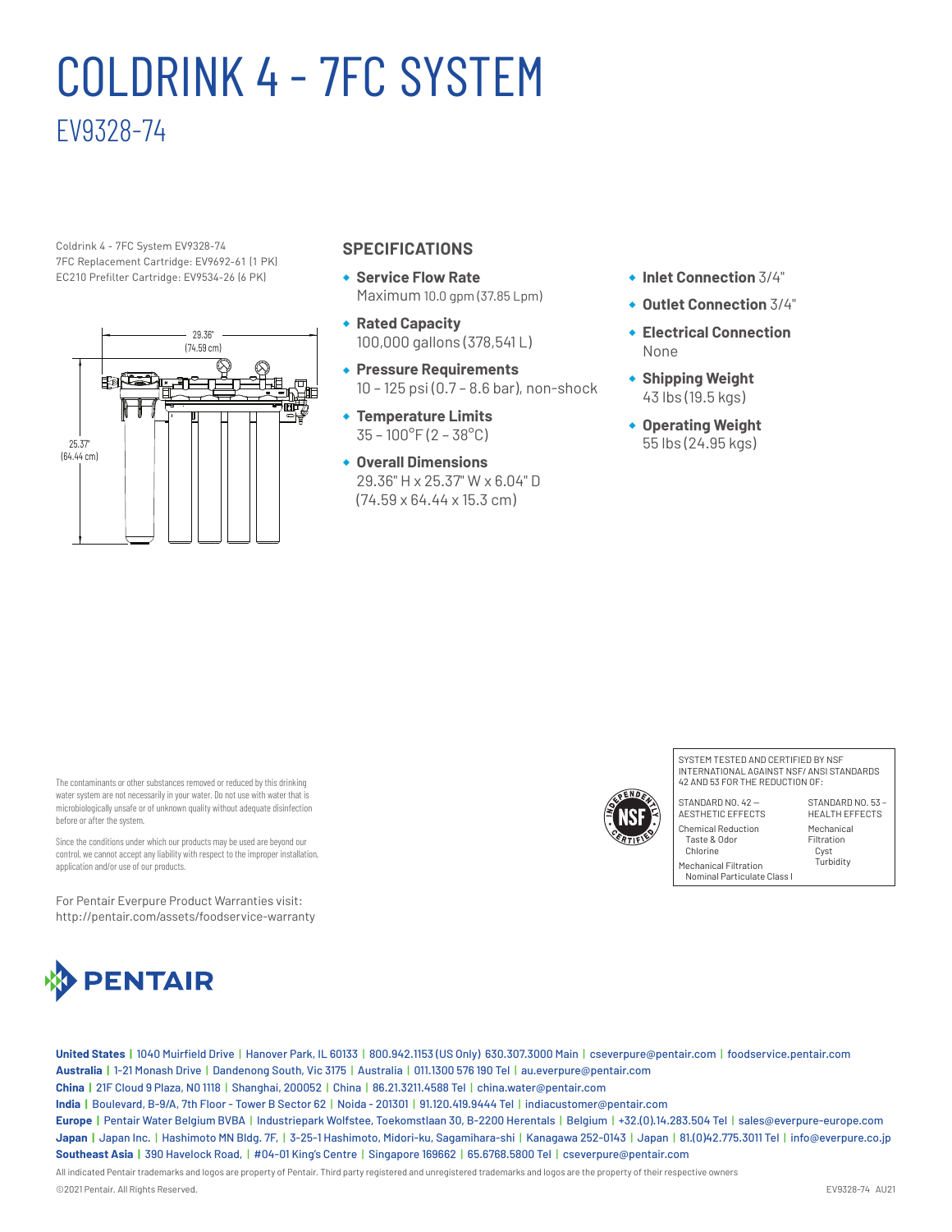# COLDRINK 4 - 7FC SYSTEM

## EV9328-74

Coldrink 4 - 7FC System EV9328-74
7FC Replacement Cartridge: EV9692-61 (1 PK)
EC210 Prefilter Cartridge: EV9534-26 (6 PK)

29.36"
(74.59 cm)

25.37"
(64.44 cm)

## SPECIFICATIONS

- **Service Flow Rate**
  Maximum 10.0 gpm (37.85 Lpm)
- **Rated Capacity**
  100,000 gallons (378,541 L)
- **Pressure Requirements**
  10 – 125 psi (0.7 – 8.6 bar), non-shock
- **Temperature Limits**
  35 – 100°F (2 – 38°C)
- **Overall Dimensions**
  29.36" H x 25.37" W x 6.04" D
  (74.59 x 64.44 x 15.3 cm)
- **Inlet Connection** 3/4"
- **Outlet Connection** 3/4"
- **Electrical Connection**
  None
- **Shipping Weight**
  43 lbs (19.5 kgs)
- **Operating Weight**
  55 lbs (24.95 kgs)

The contaminants or other substances removed or reduced by this drinking water system are not necessarily in your water. Do not use with water that is microbiologically unsafe or of unknown quality without adequate disinfection before or after the system.

Since the conditions under which our products may be used are beyond our control, we cannot accept any liability with respect to the improper installation, application and/or use of our products.

For Pentair Everpure Product Warranties visit:
http://pentair.com/assets/foodservice-warranty

INDEPENDENTLY NSF CERTIFIED

SYSTEM TESTED AND CERTIFIED BY NSF INTERNATIONAL AGAINST NSF/ ANSI STANDARDS 42 AND 53 FOR THE REDUCTION OF:

| STANDARD NO. 42 – AESTHETIC EFFECTS | STANDARD NO. 53 – HEALTH EFFECTS |
|---|---|
| Chemical Reduction<br>Taste & Odor<br>Chlorine | Mechanical Filtration<br>Cyst<br>Turbidity |
| Mechanical Filtration<br>Nominal Particulate Class I | |

PENTAIR

**United States** | 1040 Muirfield Drive | Hanover Park, IL 60133 | 800.942.1153 (US Only) 630.307.3000 Main | cseverpure@pentair.com | foodservice.pentair.com
**Australia** | 1-21 Monash Drive | Dandenong South, Vic 3175 | Australia | 011.1300 576 190 Tel | au.everpure@pentair.com
**China** | 21F Cloud 9 Plaza, NO 1118 | Shanghai, 200052 | China | 86.21.3211.4588 Tel | china.water@pentair.com
**India** | Boulevard, B-9/A, 7th Floor - Tower B Sector 62 | Noida - 201301 | 91.120.419.9444 Tel | indiacustomer@pentair.com
**Europe** | Pentair Water Belgium BVBA | Industriepark Wolfstee, Toekomstlaan 30, B-2200 Herentals | Belgium | +32.(0).14.283.504 Tel | sales@everpure-europe.com
**Japan** | Japan Inc. | Hashimoto MN Bldg. 7F, | 3-25-1 Hashimoto, Midori-ku, Sagamihara-shi | Kanagawa 252-0143 | Japan | 81.(0)42.775.3011 Tel | info@everpure.co.jp
**Southeast Asia** | 390 Havelock Road, | #04-01 King's Centre | Singapore 169662 | 65.6768.5800 Tel | cseverpure@pentair.com

All indicated Pentair trademarks and logos are property of Pentair. Third party registered and unregistered trademarks and logos are the property of their respective owners

©2021 Pentair. All Rights Reserved.

EV9328-74 AU21